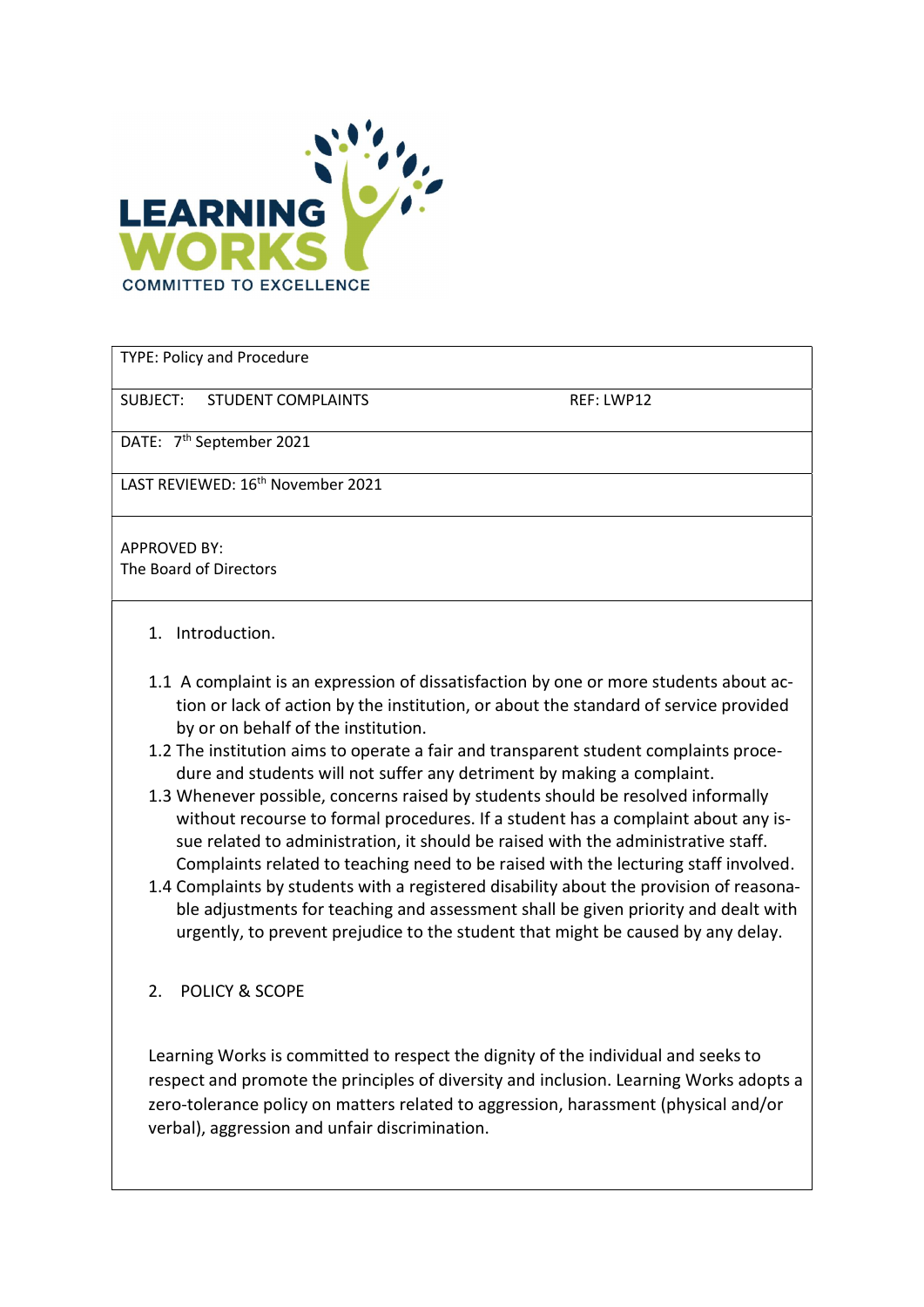LEARNING WORKS
COMMITTED TO EXCELLENCE

| TYPE: Policy and Procedure | |
|---|---|
| SUBJECT: STUDENT COMPLAINTS | REF: LWP12 |
| DATE: 7th September 2021 | |
| LAST REVIEWED: 16th November 2021 | |
| APPROVED BY: The Board of Directors | |

## 1. Introduction.

1.1 A complaint is an expression of dissatisfaction by one or more students about action or lack of action by the institution, or about the standard of service provided by or on behalf of the institution.

1.2 The institution aims to operate a fair and transparent student complaints procedure and students will not suffer any detriment by making a complaint.

1.3 Whenever possible, concerns raised by students should be resolved informally without recourse to formal procedures. If a student has a complaint about any issue related to administration, it should be raised with the administrative staff. Complaints related to teaching need to be raised with the lecturing staff involved.

1.4 Complaints by students with a registered disability about the provision of reasonable adjustments for teaching and assessment shall be given priority and dealt with urgently, to prevent prejudice to the student that might be caused by any delay.

## 2. POLICY & SCOPE

Learning Works is committed to respect the dignity of the individual and seeks to respect and promote the principles of diversity and inclusion. Learning Works adopts a zero-tolerance policy on matters related to aggression, harassment (physical and/or verbal), aggression and unfair discrimination.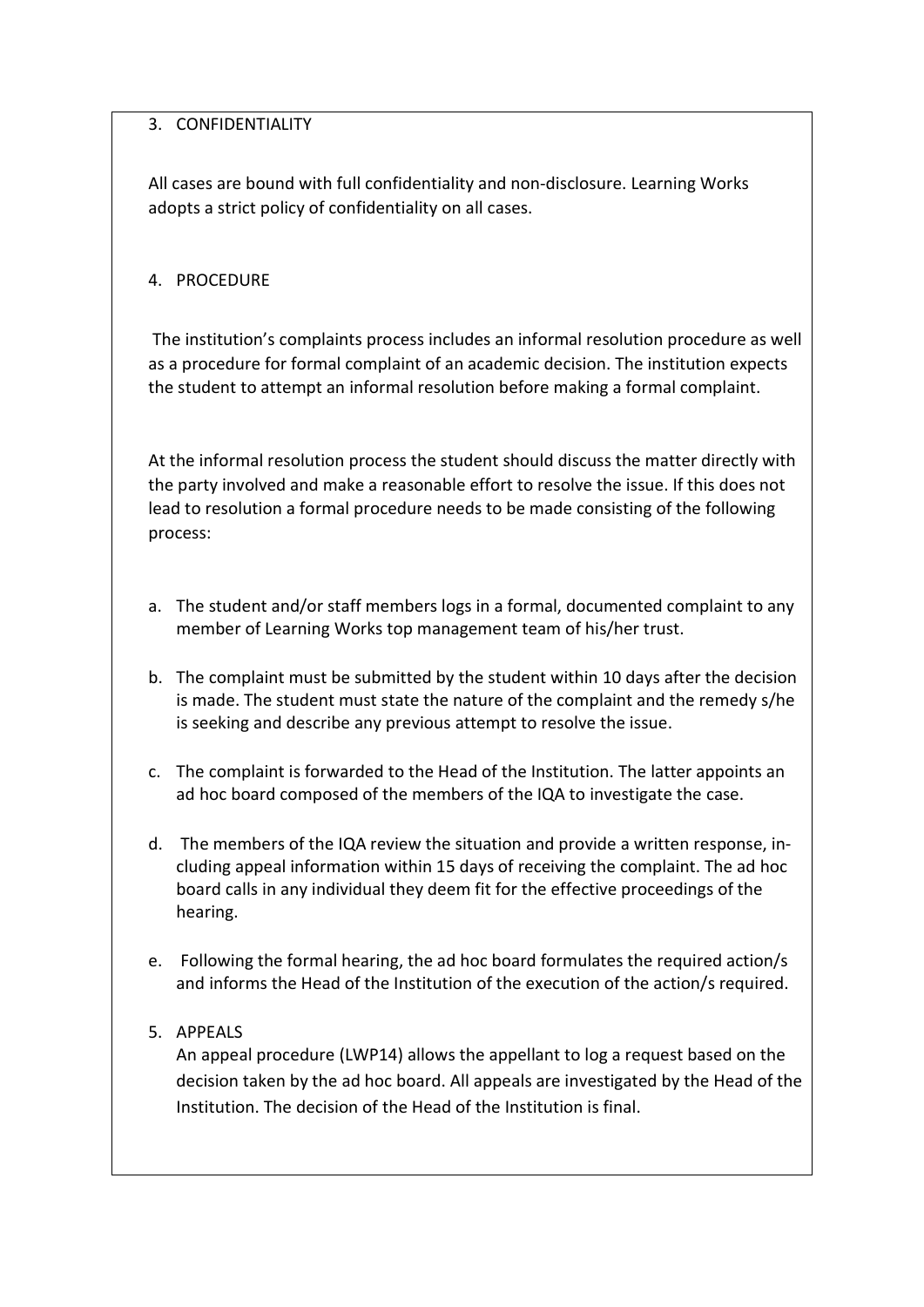## 3. CONFIDENTIALITY

All cases are bound with full confidentiality and non-disclosure. Learning Works adopts a strict policy of confidentiality on all cases.

## 4. PROCEDURE

The institution's complaints process includes an informal resolution procedure as well as a procedure for formal complaint of an academic decision. The institution expects the student to attempt an informal resolution before making a formal complaint.

At the informal resolution process the student should discuss the matter directly with the party involved and make a reasonable effort to resolve the issue. If this does not lead to resolution a formal procedure needs to be made consisting of the following process:

a. The student and/or staff members logs in a formal, documented complaint to any member of Learning Works top management team of his/her trust.

b. The complaint must be submitted by the student within 10 days after the decision is made. The student must state the nature of the complaint and the remedy s/he is seeking and describe any previous attempt to resolve the issue.

c. The complaint is forwarded to the Head of the Institution. The latter appoints an ad hoc board composed of the members of the IQA to investigate the case.

d. The members of the IQA review the situation and provide a written response, including appeal information within 15 days of receiving the complaint. The ad hoc board calls in any individual they deem fit for the effective proceedings of the hearing.

e. Following the formal hearing, the ad hoc board formulates the required action/s and informs the Head of the Institution of the execution of the action/s required.

## 5. APPEALS

An appeal procedure (LWP14) allows the appellant to log a request based on the decision taken by the ad hoc board. All appeals are investigated by the Head of the Institution. The decision of the Head of the Institution is final.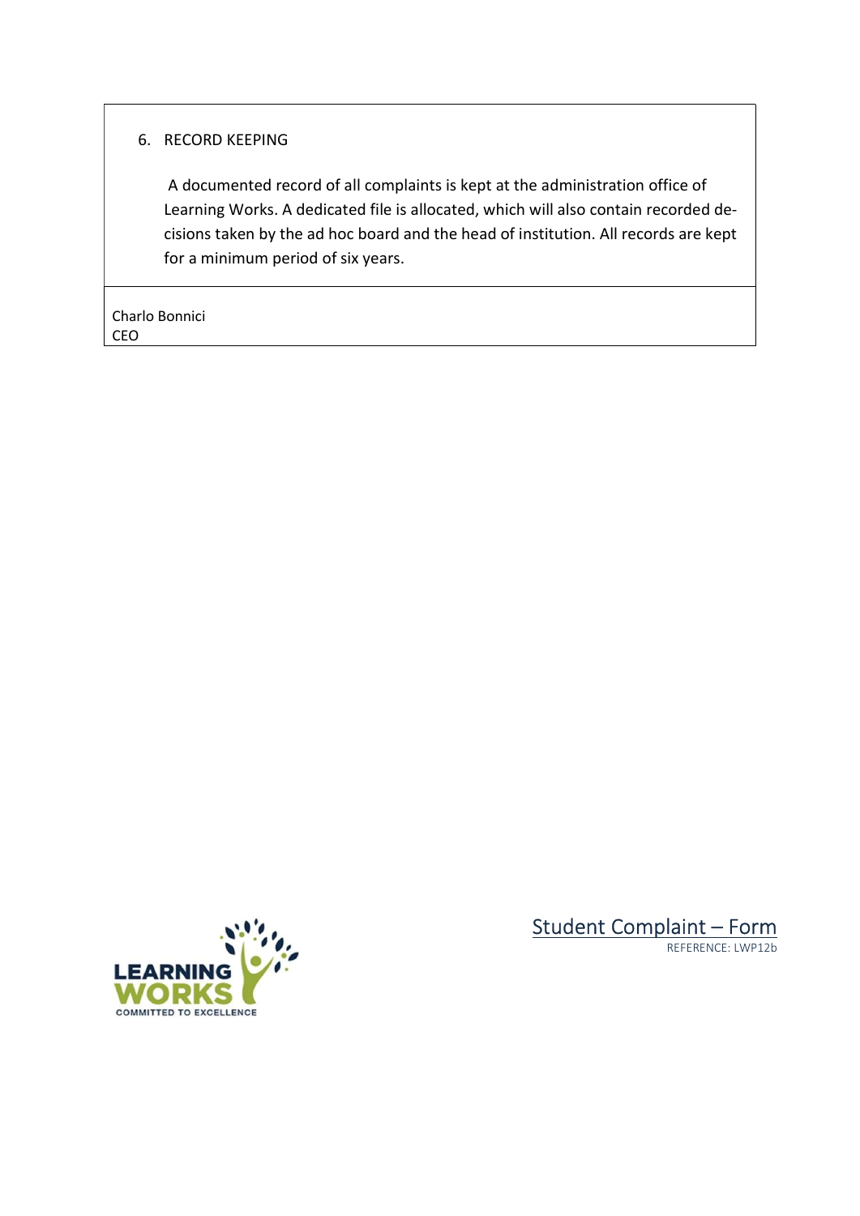## 6. RECORD KEEPING

A documented record of all complaints is kept at the administration office of Learning Works. A dedicated file is allocated, which will also contain recorded decisions taken by the ad hoc board and the head of institution. All records are kept for a minimum period of six years.

Charlo Bonnici
CEO

LEARNING WORKS
COMMITTED TO EXCELLENCE

# Student Complaint – Form

REFERENCE: LWP12b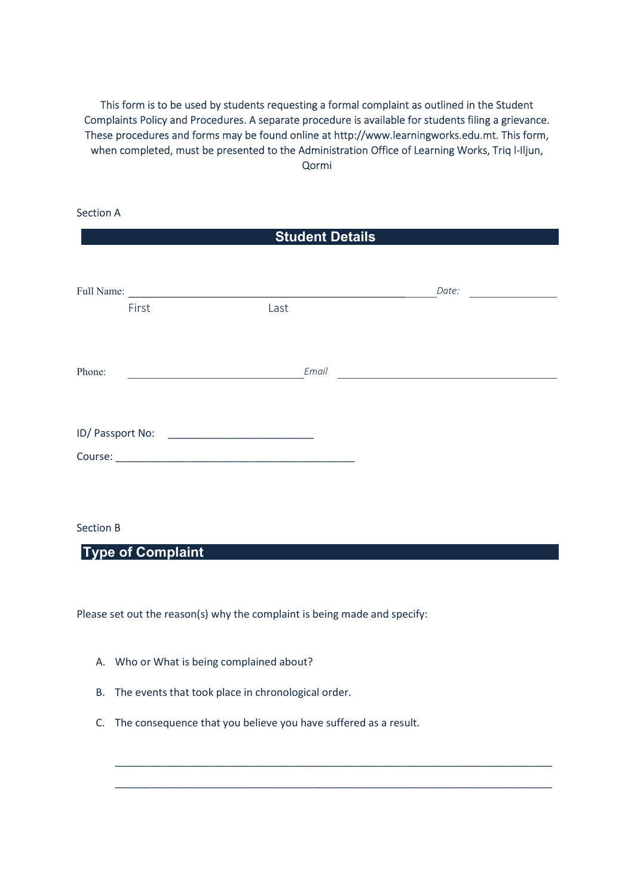This form is to be used by students requesting a formal complaint as outlined in the Student Complaints Policy and Procedures. A separate procedure is available for students filing a grievance. These procedures and forms may be found online at http://www.learningworks.edu.mt. This form, when completed, must be presented to the Administration Office of Learning Works, Triq l-Iljun, Qormi

Section A

## Student Details

Full Name: ______________________________________________ *Date:* _______________

First Last

Phone: ______________________________ *Email* ____________________________________

ID/ Passport No: _________________________

Course: __________________________________________

Section B

## Type of Complaint

Please set out the reason(s) why the complaint is being made and specify:

A. Who or What is being complained about?
B. The events that took place in chronological order.
C. The consequence that you believe you have suffered as a result.

____________________________________________________________________________

____________________________________________________________________________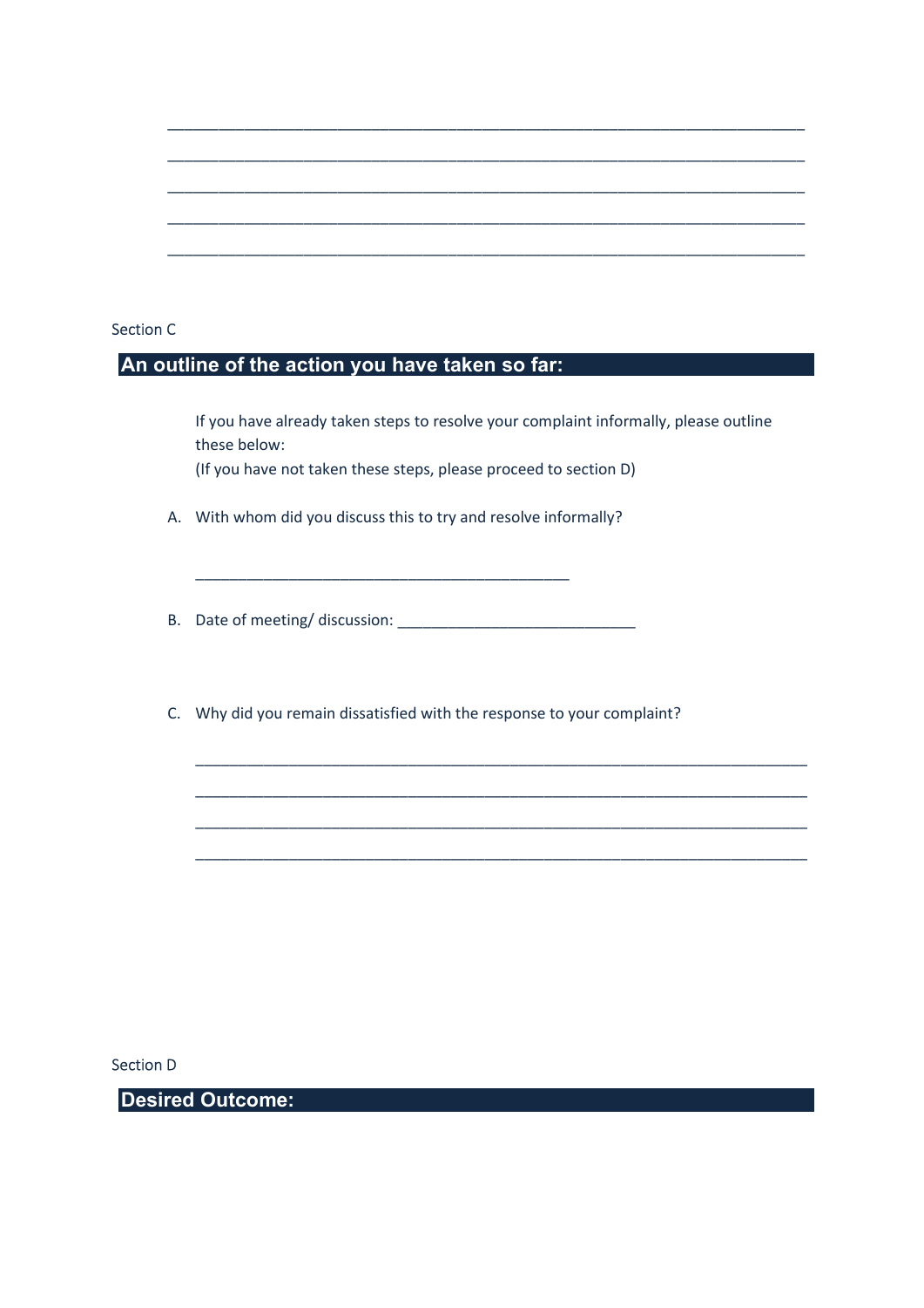\_\_\_\_\_\_\_\_\_\_\_\_\_\_\_\_\_\_\_\_\_\_\_\_\_\_\_\_\_\_\_\_\_\_\_\_\_\_\_\_\_\_\_\_\_\_\_\_\_\_\_\_\_\_\_\_\_\_\_\_\_\_\_\_\_\_\_\_\_\_

\_\_\_\_\_\_\_\_\_\_\_\_\_\_\_\_\_\_\_\_\_\_\_\_\_\_\_\_\_\_\_\_\_\_\_\_\_\_\_\_\_\_\_\_\_\_\_\_\_\_\_\_\_\_\_\_\_\_\_\_\_\_\_\_\_\_\_\_\_\_

\_\_\_\_\_\_\_\_\_\_\_\_\_\_\_\_\_\_\_\_\_\_\_\_\_\_\_\_\_\_\_\_\_\_\_\_\_\_\_\_\_\_\_\_\_\_\_\_\_\_\_\_\_\_\_\_\_\_\_\_\_\_\_\_\_\_\_\_\_\_

\_\_\_\_\_\_\_\_\_\_\_\_\_\_\_\_\_\_\_\_\_\_\_\_\_\_\_\_\_\_\_\_\_\_\_\_\_\_\_\_\_\_\_\_\_\_\_\_\_\_\_\_\_\_\_\_\_\_\_\_\_\_\_\_\_\_\_\_\_\_

\_\_\_\_\_\_\_\_\_\_\_\_\_\_\_\_\_\_\_\_\_\_\_\_\_\_\_\_\_\_\_\_\_\_\_\_\_\_\_\_\_\_\_\_\_\_\_\_\_\_\_\_\_\_\_\_\_\_\_\_\_\_\_\_\_\_\_\_\_\_

Section C

## An outline of the action you have taken so far:

If you have already taken steps to resolve your complaint informally, please outline these below:
(If you have not taken these steps, please proceed to section D)

A. With whom did you discuss this to try and resolve informally?

\_\_\_\_\_\_\_\_\_\_\_\_\_\_\_\_\_\_\_\_\_\_\_\_\_\_\_\_\_\_\_\_\_\_\_\_\_\_\_\_\_\_\_\_

B. Date of meeting/ discussion: \_\_\_\_\_\_\_\_\_\_\_\_\_\_\_\_\_\_\_\_\_\_\_\_\_\_\_\_\_\_

C. Why did you remain dissatisfied with the response to your complaint?

\_\_\_\_\_\_\_\_\_\_\_\_\_\_\_\_\_\_\_\_\_\_\_\_\_\_\_\_\_\_\_\_\_\_\_\_\_\_\_\_\_\_\_\_\_\_\_\_\_\_\_\_\_\_\_\_\_\_\_\_\_\_\_\_\_\_\_\_\_\_

\_\_\_\_\_\_\_\_\_\_\_\_\_\_\_\_\_\_\_\_\_\_\_\_\_\_\_\_\_\_\_\_\_\_\_\_\_\_\_\_\_\_\_\_\_\_\_\_\_\_\_\_\_\_\_\_\_\_\_\_\_\_\_\_\_\_\_\_\_\_

\_\_\_\_\_\_\_\_\_\_\_\_\_\_\_\_\_\_\_\_\_\_\_\_\_\_\_\_\_\_\_\_\_\_\_\_\_\_\_\_\_\_\_\_\_\_\_\_\_\_\_\_\_\_\_\_\_\_\_\_\_\_\_\_\_\_\_\_\_\_

\_\_\_\_\_\_\_\_\_\_\_\_\_\_\_\_\_\_\_\_\_\_\_\_\_\_\_\_\_\_\_\_\_\_\_\_\_\_\_\_\_\_\_\_\_\_\_\_\_\_\_\_\_\_\_\_\_\_\_\_\_\_\_\_\_\_\_\_\_\_

Section D

## Desired Outcome: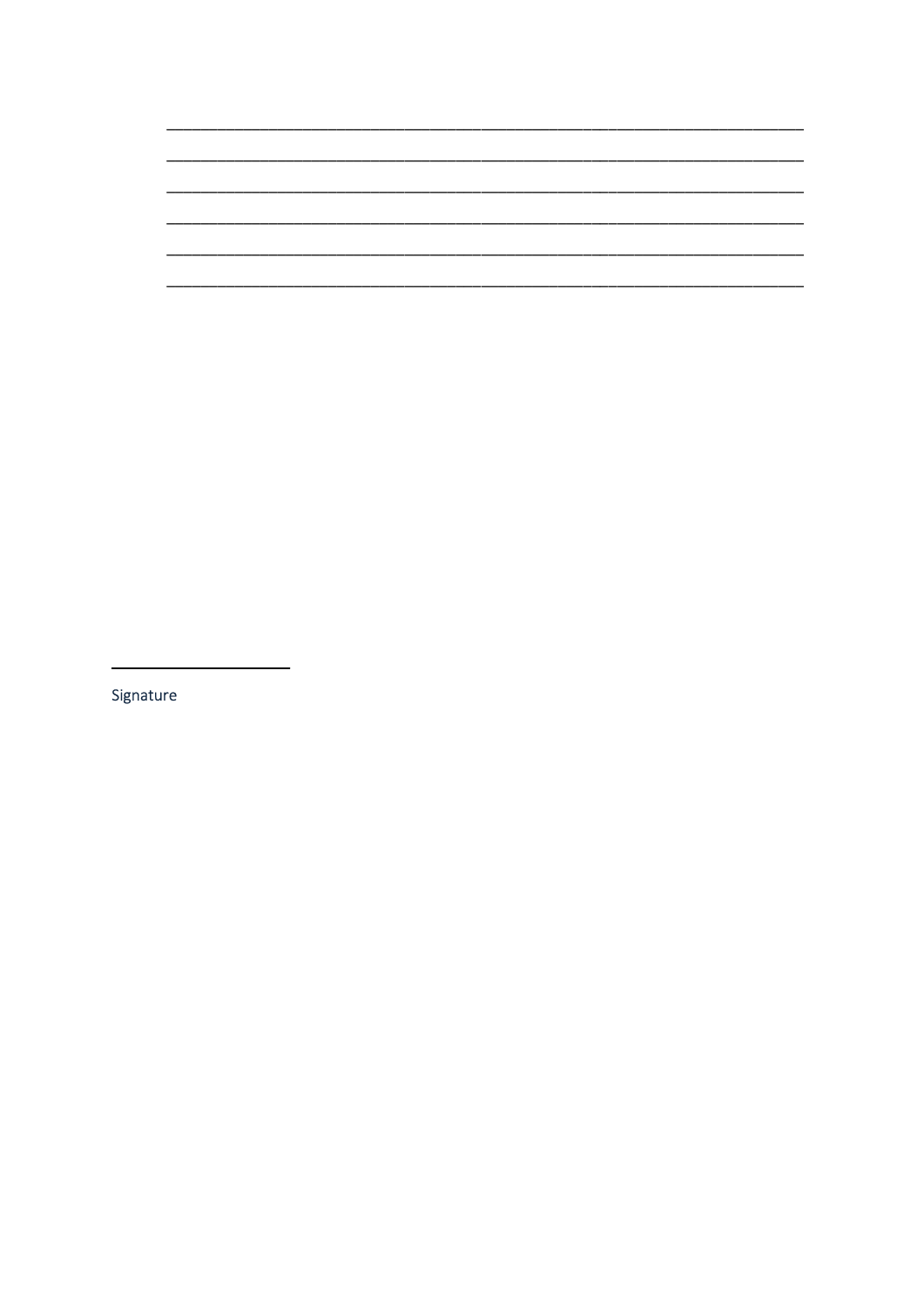\_\_\_\_\_\_\_\_\_\_\_\_\_\_\_\_\_\_\_\_\_\_\_\_\_\_\_\_\_\_\_\_\_\_\_\_\_\_\_\_\_\_\_\_\_\_\_\_\_\_\_\_\_\_\_\_\_\_\_\_\_\_\_\_\_\_\_\_\_\_\_\_\_\_\_\_

\_\_\_\_\_\_\_\_\_\_\_\_\_\_\_\_\_\_\_\_\_\_\_\_\_\_\_\_\_\_\_\_\_\_\_\_\_\_\_\_\_\_\_\_\_\_\_\_\_\_\_\_\_\_\_\_\_\_\_\_\_\_\_\_\_\_\_\_\_\_\_\_\_\_\_\_

\_\_\_\_\_\_\_\_\_\_\_\_\_\_\_\_\_\_\_\_\_\_\_\_\_\_\_\_\_\_\_\_\_\_\_\_\_\_\_\_\_\_\_\_\_\_\_\_\_\_\_\_\_\_\_\_\_\_\_\_\_\_\_\_\_\_\_\_\_\_\_\_\_\_\_\_

\_\_\_\_\_\_\_\_\_\_\_\_\_\_\_\_\_\_\_\_\_\_\_\_\_\_\_\_\_\_\_\_\_\_\_\_\_\_\_\_\_\_\_\_\_\_\_\_\_\_\_\_\_\_\_\_\_\_\_\_\_\_\_\_\_\_\_\_\_\_\_\_\_\_\_\_

\_\_\_\_\_\_\_\_\_\_\_\_\_\_\_\_\_\_\_\_\_\_\_\_\_\_\_\_\_\_\_\_\_\_\_\_\_\_\_\_\_\_\_\_\_\_\_\_\_\_\_\_\_\_\_\_\_\_\_\_\_\_\_\_\_\_\_\_\_\_\_\_\_\_\_\_

\_\_\_\_\_\_\_\_\_\_\_\_\_\_\_\_\_\_\_\_\_\_\_\_\_\_\_\_\_\_\_\_\_\_\_\_\_\_\_\_\_\_\_\_\_\_\_\_\_\_\_\_\_\_\_\_\_\_\_\_\_\_\_\_\_\_\_\_\_\_\_\_\_\_\_\_

\_\_\_\_\_\_\_\_\_\_\_\_\_\_\_\_\_\_\_\_\_\_

Signature